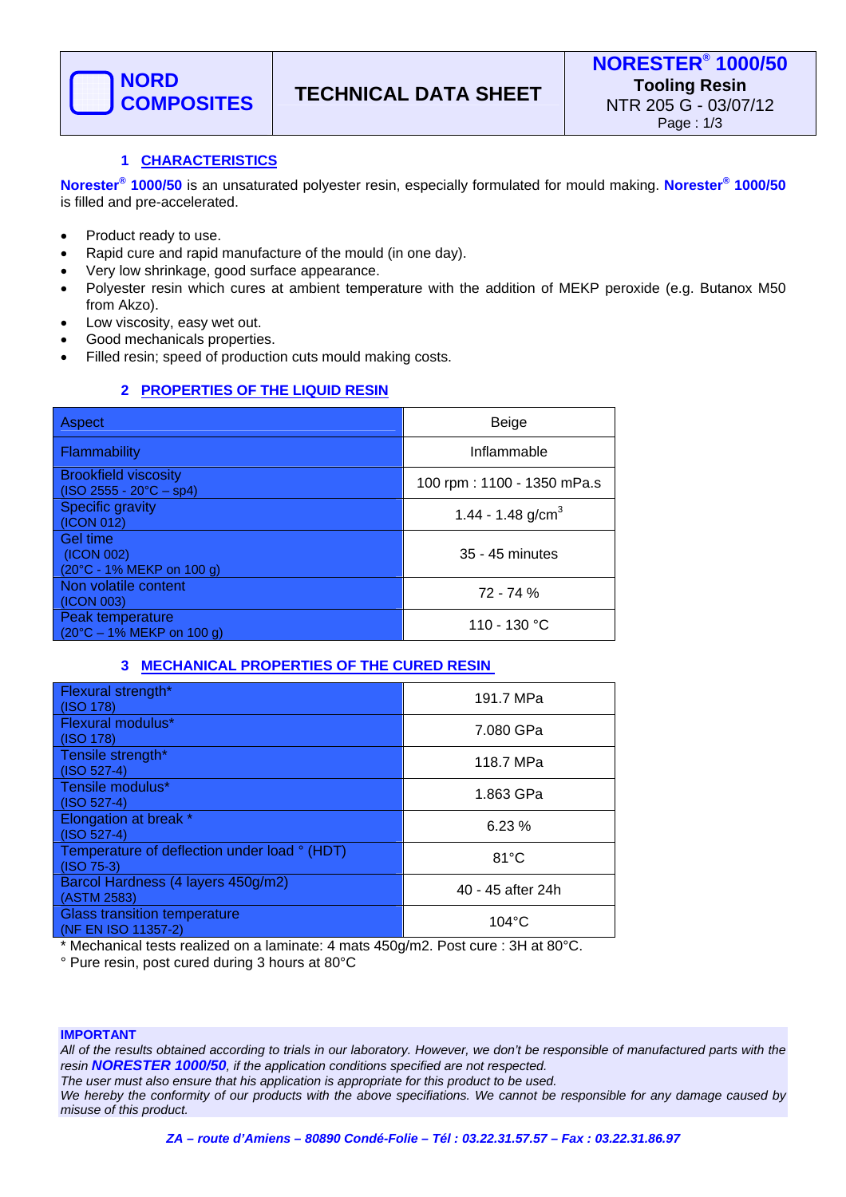| NORD COMPOSITES | TECHNICAL DATA SHEET | NORESTER® 1000/50 Tooling Resin NTR 205 G - 03/07/12 |
|---|---|---|

## 1 CHARACTERISTICS

**Norester® 1000/50** is an unsaturated polyester resin, especially formulated for mould making. **Norester® 1000/50** is filled and pre-accelerated.

- Product ready to use.
- Rapid cure and rapid manufacture of the mould (in one day).
- Very low shrinkage, good surface appearance.
- Polyester resin which cures at ambient temperature with the addition of MEKP peroxide (e.g. Butanox M50 from Akzo).
- Low viscosity, easy wet out.
- Good mechanicals properties.
- Filled resin; speed of production cuts mould making costs.

## 2 PROPERTIES OF THE LIQUID RESIN

| Property | Value |
|---|---|
| Aspect | Beige |
| Flammability | Inflammable |
| Brookfield viscosity (ISO 2555 - 20°C – sp4) | 100 rpm : 1100 - 1350 mPa.s |
| Specific gravity (ICON 012) | 1.44 - 1.48 g/cm$^3$ |
| Gel time (ICON 002) (20°C - 1% MEKP on 100 g) | 35 - 45 minutes |
| Non volatile content (ICON 003) | 72 - 74 % |
| Peak temperature (20°C – 1% MEKP on 100 g) | 110 - 130 °C |

## 3 MECHANICAL PROPERTIES OF THE CURED RESIN

| Property | Value |
|---|---|
| Flexural strength* (ISO 178) | 191.7 MPa |
| Flexural modulus* (ISO 178) | 7.080 GPa |
| Tensile strength* (ISO 527-4) | 118.7 MPa |
| Tensile modulus* (ISO 527-4) | 1.863 GPa |
| Elongation at break * (ISO 527-4) | 6.23 % |
| Temperature of deflection under load ° (HDT) (ISO 75-3) | 81°C |
| Barcol Hardness (4 layers 450g/m2) (ASTM 2583) | 40 - 45 after 24h |
| Glass transition temperature (NF EN ISO 11357-2) | 104°C |

* Mechanical tests realized on a laminate: 4 mats 450g/m2. Post cure : 3H at 80°C.

° Pure resin, post cured during 3 hours at 80°C

**IMPORTANT**

*All of the results obtained according to trials in our laboratory. However, we don't be responsible of manufactured parts with the resin* ***NORESTER 1000/50****, if the application conditions specified are not respected.*
*The user must also ensure that his application is appropriate for this product to be used.*
*We hereby the conformity of our products with the above specifiations. We cannot be responsible for any damage caused by misuse of this product.*

***ZA – route d'Amiens – 80890 Condé-Folie – Tél : 03.22.31.57.57 – Fax : 03.22.31.86.97***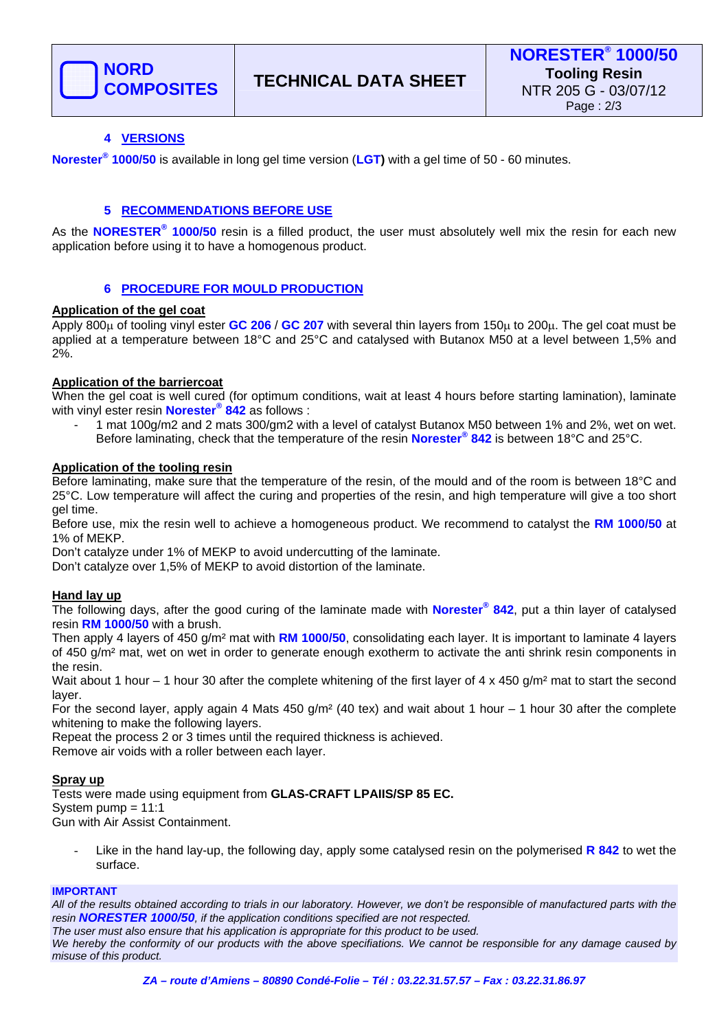## 4 VERSIONS

**Norester® 1000/50** is available in long gel time version (**LGT)** with a gel time of 50 - 60 minutes.

## 5 RECOMMENDATIONS BEFORE USE

As the **NORESTER® 1000/50** resin is a filled product, the user must absolutely well mix the resin for each new application before using it to have a homogenous product.

## 6 PROCEDURE FOR MOULD PRODUCTION

### Application of the gel coat

Apply 800µ of tooling vinyl ester **GC 206** / **GC 207** with several thin layers from 150µ to 200µ. The gel coat must be applied at a temperature between 18°C and 25°C and catalysed with Butanox M50 at a level between 1,5% and 2%.

### Application of the barriercoat

When the gel coat is well cured (for optimum conditions, wait at least 4 hours before starting lamination), laminate with vinyl ester resin **Norester® 842** as follows :

- 1 mat 100g/m2 and 2 mats 300/gm2 with a level of catalyst Butanox M50 between 1% and 2%, wet on wet. Before laminating, check that the temperature of the resin **Norester® 842** is between 18°C and 25°C.

### Application of the tooling resin

Before laminating, make sure that the temperature of the resin, of the mould and of the room is between 18°C and 25°C. Low temperature will affect the curing and properties of the resin, and high temperature will give a too short gel time.

Before use, mix the resin well to achieve a homogeneous product. We recommend to catalyst the **RM 1000/50** at 1% of MEKP.

Don't catalyze under 1% of MEKP to avoid undercutting of the laminate.

Don't catalyze over 1,5% of MEKP to avoid distortion of the laminate.

### Hand lay up

The following days, after the good curing of the laminate made with **Norester® 842**, put a thin layer of catalysed resin **RM 1000/50** with a brush.

Then apply 4 layers of 450 g/m² mat with **RM 1000/50**, consolidating each layer. It is important to laminate 4 layers of 450 g/m² mat, wet on wet in order to generate enough exotherm to activate the anti shrink resin components in the resin.

Wait about 1 hour – 1 hour 30 after the complete whitening of the first layer of 4 x 450 g/m² mat to start the second layer.

For the second layer, apply again 4 Mats 450 g/m² (40 tex) and wait about 1 hour – 1 hour 30 after the complete whitening to make the following layers.

Repeat the process 2 or 3 times until the required thickness is achieved.

Remove air voids with a roller between each layer.

### Spray up

Tests were made using equipment from **GLAS-CRAFT LPAIIS/SP 85 EC.**

System pump = 11:1

Gun with Air Assist Containment.

- Like in the hand lay-up, the following day, apply some catalysed resin on the polymerised **R 842** to wet the surface.

**IMPORTANT**

*All of the results obtained according to trials in our laboratory. However, we don't be responsible of manufactured parts with the resin **NORESTER 1000/50**, if the application conditions specified are not respected.*

*The user must also ensure that his application is appropriate for this product to be used.*

*We hereby the conformity of our products with the above specifiations. We cannot be responsible for any damage caused by misuse of this product.*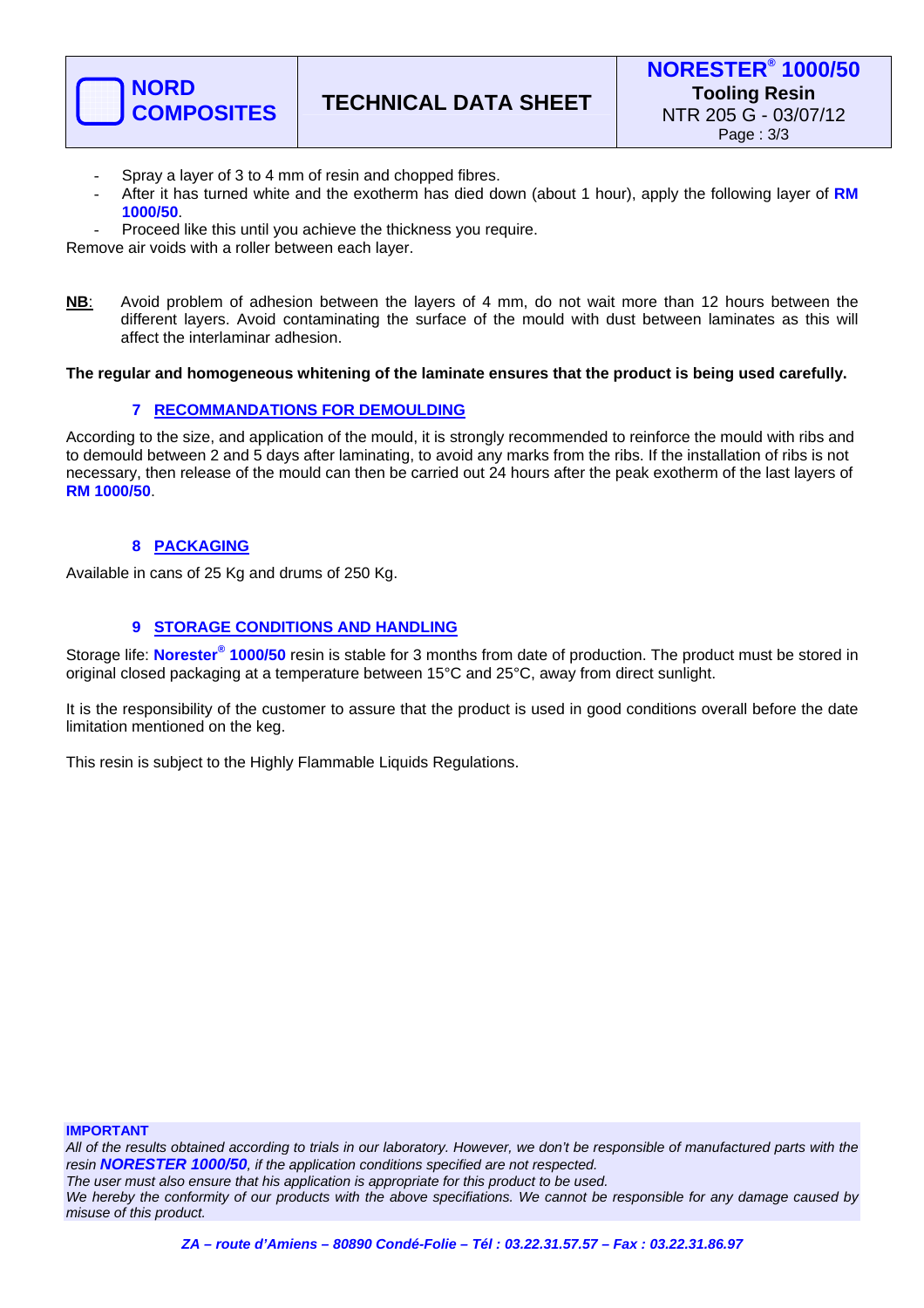- Spray a layer of 3 to 4 mm of resin and chopped fibres.
- After it has turned white and the exotherm has died down (about 1 hour), apply the following layer of **RM 1000/50**.
- Proceed like this until you achieve the thickness you require.

Remove air voids with a roller between each layer.

**NB**: Avoid problem of adhesion between the layers of 4 mm, do not wait more than 12 hours between the different layers. Avoid contaminating the surface of the mould with dust between laminates as this will affect the interlaminar adhesion.

**The regular and homogeneous whitening of the laminate ensures that the product is being used carefully.**

## 7 RECOMMANDATIONS FOR DEMOULDING

According to the size, and application of the mould, it is strongly recommended to reinforce the mould with ribs and to demould between 2 and 5 days after laminating, to avoid any marks from the ribs. If the installation of ribs is not necessary, then release of the mould can then be carried out 24 hours after the peak exotherm of the last layers of **RM 1000/50**.

## 8 PACKAGING

Available in cans of 25 Kg and drums of 250 Kg.

## 9 STORAGE CONDITIONS AND HANDLING

Storage life: **Norester® 1000/50** resin is stable for 3 months from date of production. The product must be stored in original closed packaging at a temperature between 15°C and 25°C, away from direct sunlight.

It is the responsibility of the customer to assure that the product is used in good conditions overall before the date limitation mentioned on the keg.

This resin is subject to the Highly Flammable Liquids Regulations.

**IMPORTANT**

*All of the results obtained according to trials in our laboratory. However, we don't be responsible of manufactured parts with the resin **NORESTER 1000/50**, if the application conditions specified are not respected.*

*The user must also ensure that his application is appropriate for this product to be used.*

*We hereby the conformity of our products with the above specifiations. We cannot be responsible for any damage caused by misuse of this product.*

***ZA – route d'Amiens – 80890 Condé-Folie – Tél : 03.22.31.57.57 – Fax : 03.22.31.86.97***